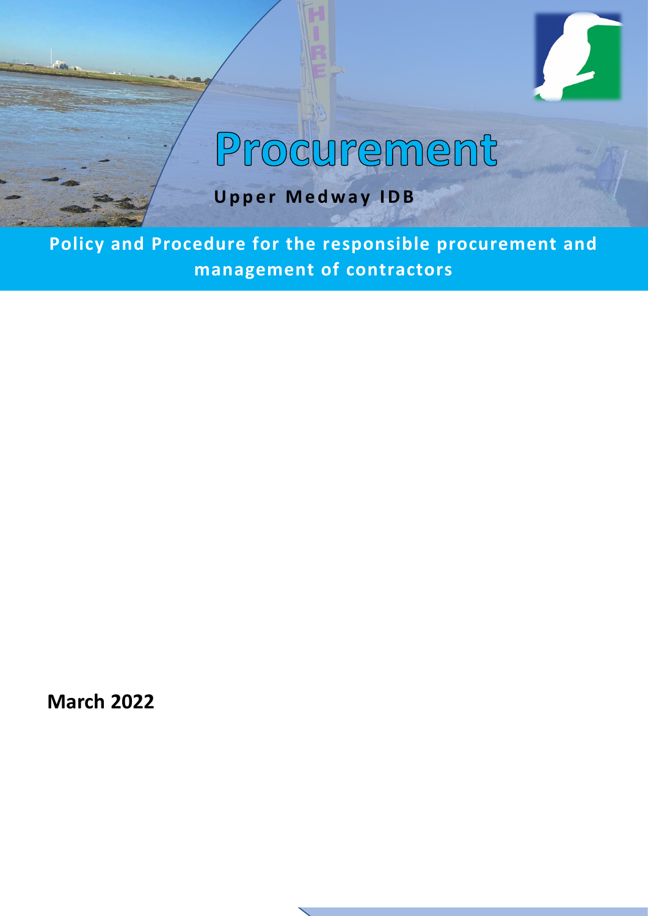# Procurement

**Upper Medway IDB**

**Policy and Procedure for the responsible procurement and management of contractors**

**March 2022**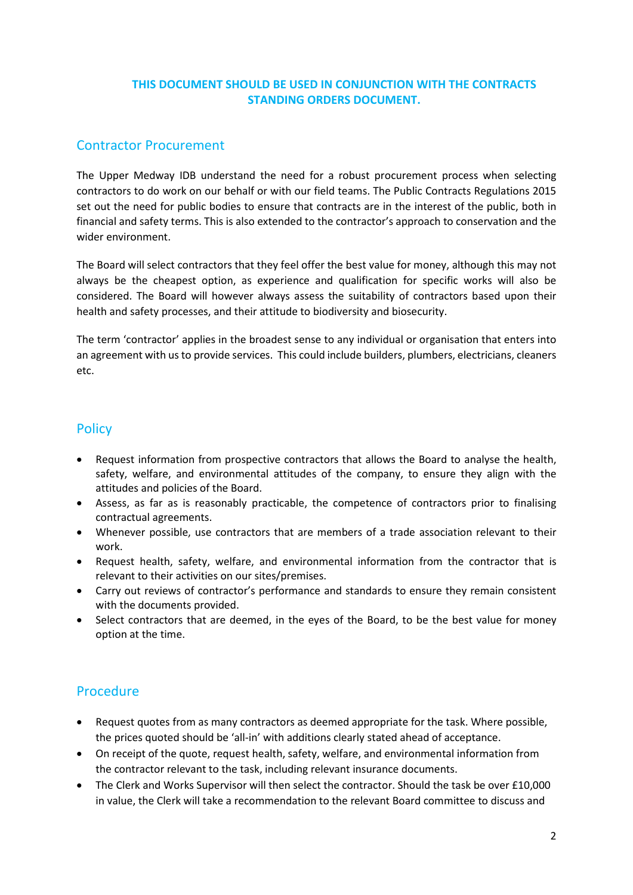**THIS DOCUMENT SHOULD BE USED IN CONJUNCTION WITH THE CONTRACTS STANDING ORDERS DOCUMENT.**

## Contractor Procurement

The Upper Medway IDB understand the need for a robust procurement process when selecting contractors to do work on our behalf or with our field teams. The Public Contracts Regulations 2015 set out the need for public bodies to ensure that contracts are in the interest of the public, both in financial and safety terms. This is also extended to the contractor's approach to conservation and the wider environment.

The Board will select contractors that they feel offer the best value for money, although this may not always be the cheapest option, as experience and qualification for specific works will also be considered. The Board will however always assess the suitability of contractors based upon their health and safety processes, and their attitude to biodiversity and biosecurity.

The term 'contractor' applies in the broadest sense to any individual or organisation that enters into an agreement with us to provide services. This could include builders, plumbers, electricians, cleaners etc.

## Policy

- Request information from prospective contractors that allows the Board to analyse the health, safety, welfare, and environmental attitudes of the company, to ensure they align with the attitudes and policies of the Board.
- Assess, as far as is reasonably practicable, the competence of contractors prior to finalising contractual agreements.
- Whenever possible, use contractors that are members of a trade association relevant to their work.
- Request health, safety, welfare, and environmental information from the contractor that is relevant to their activities on our sites/premises.
- Carry out reviews of contractor's performance and standards to ensure they remain consistent with the documents provided.
- Select contractors that are deemed, in the eyes of the Board, to be the best value for money option at the time.

## Procedure

- Request quotes from as many contractors as deemed appropriate for the task. Where possible, the prices quoted should be 'all-in' with additions clearly stated ahead of acceptance.
- On receipt of the quote, request health, safety, welfare, and environmental information from the contractor relevant to the task, including relevant insurance documents.
- The Clerk and Works Supervisor will then select the contractor. Should the task be over £10,000 in value, the Clerk will take a recommendation to the relevant Board committee to discuss and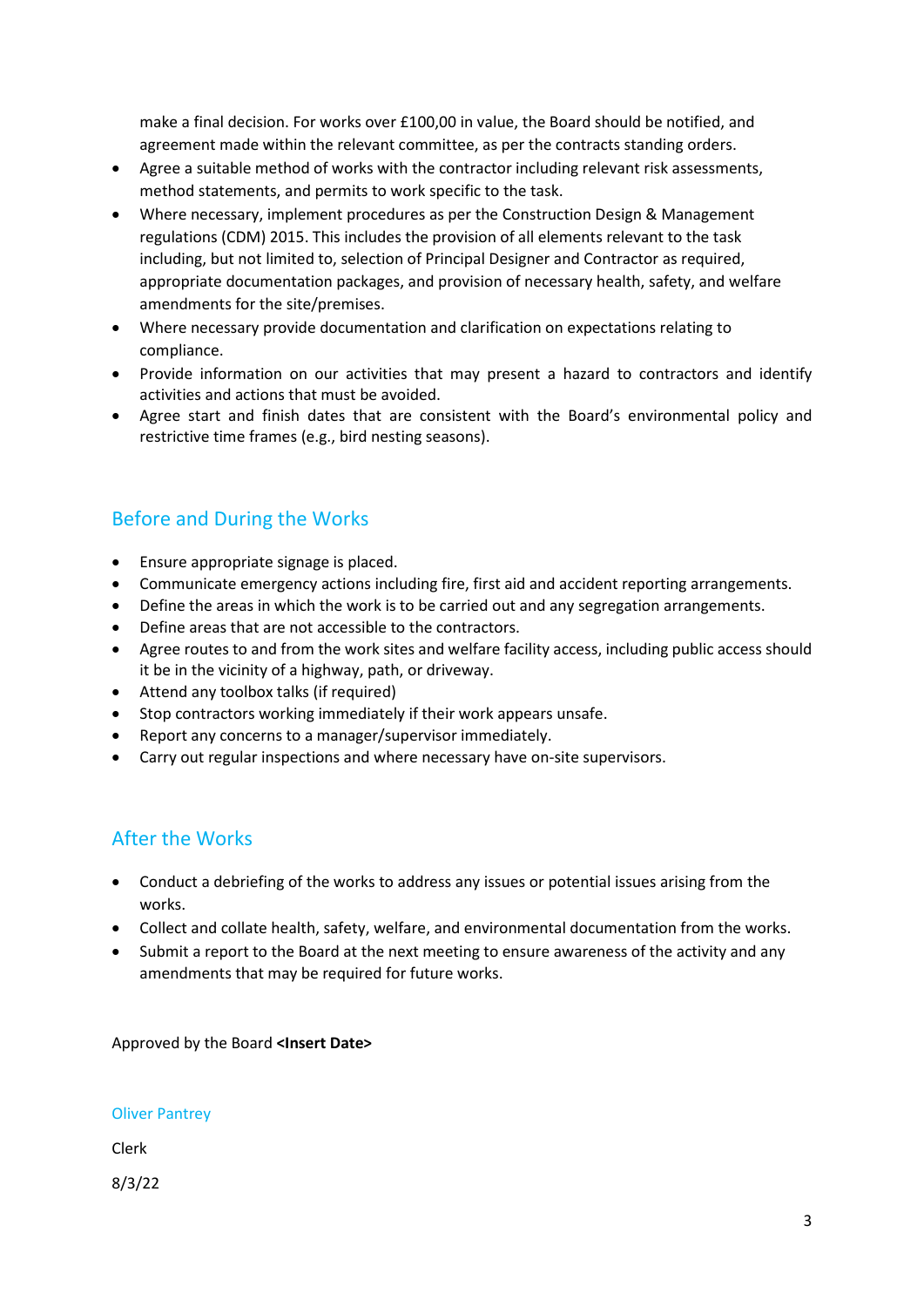make a final decision. For works over £100,00 in value, the Board should be notified, and agreement made within the relevant committee, as per the contracts standing orders.

- Agree a suitable method of works with the contractor including relevant risk assessments, method statements, and permits to work specific to the task.
- Where necessary, implement procedures as per the Construction Design & Management regulations (CDM) 2015. This includes the provision of all elements relevant to the task including, but not limited to, selection of Principal Designer and Contractor as required, appropriate documentation packages, and provision of necessary health, safety, and welfare amendments for the site/premises.
- Where necessary provide documentation and clarification on expectations relating to compliance.
- Provide information on our activities that may present a hazard to contractors and identify activities and actions that must be avoided.
- Agree start and finish dates that are consistent with the Board's environmental policy and restrictive time frames (e.g., bird nesting seasons).

## Before and During the Works

- Ensure appropriate signage is placed.
- Communicate emergency actions including fire, first aid and accident reporting arrangements.
- Define the areas in which the work is to be carried out and any segregation arrangements.
- Define areas that are not accessible to the contractors.
- Agree routes to and from the work sites and welfare facility access, including public access should it be in the vicinity of a highway, path, or driveway.
- Attend any toolbox talks (if required)
- Stop contractors working immediately if their work appears unsafe.
- Report any concerns to a manager/supervisor immediately.
- Carry out regular inspections and where necessary have on-site supervisors.

## After the Works

- Conduct a debriefing of the works to address any issues or potential issues arising from the works.
- Collect and collate health, safety, welfare, and environmental documentation from the works.
- Submit a report to the Board at the next meeting to ensure awareness of the activity and any amendments that may be required for future works.

Approved by the Board **<Insert Date>**

Oliver Pantrey

Clerk

8/3/22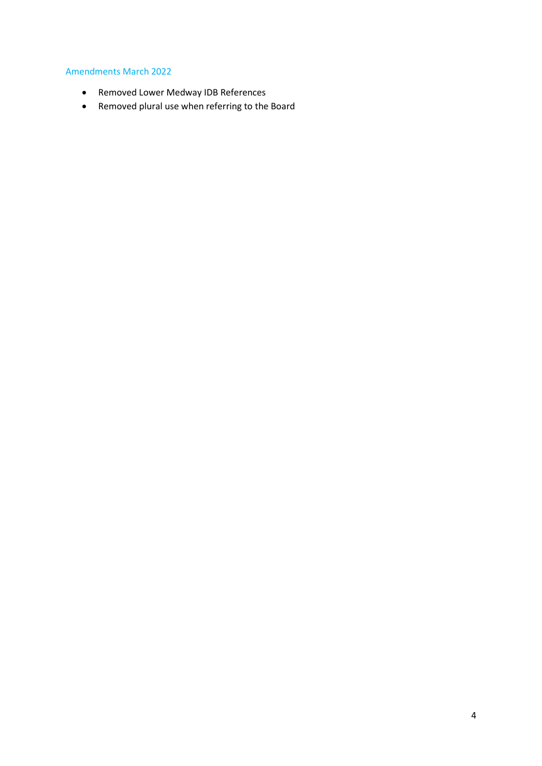## Amendments March 2022

- Removed Lower Medway IDB References
- Removed plural use when referring to the Board